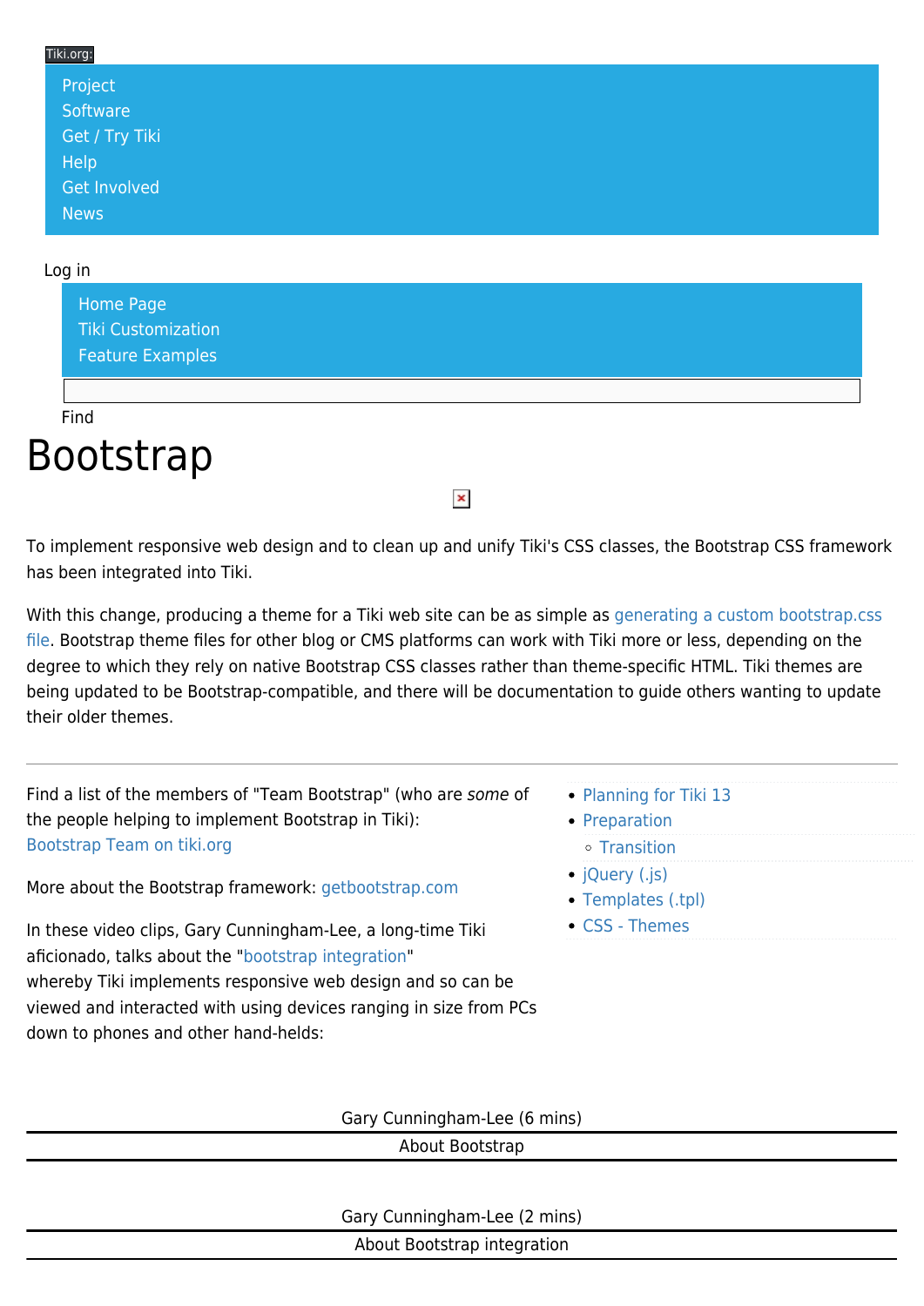Tiki.org:

- Project
- Software
- Get / Try Tiki
- Help
- Get Involved
- News

Log in

- Home Page
- Tiki Customization
- Feature Examples

Find

# Bootstrap

To implement responsive web design and to clean up and unify Tiki's CSS classes, the Bootstrap CSS framework has been integrated into Tiki.

With this change, producing a theme for a Tiki web site can be as simple as generating a custom bootstrap.css file. Bootstrap theme files for other blog or CMS platforms can work with Tiki more or less, depending on the degree to which they rely on native Bootstrap CSS classes rather than theme-specific HTML. Tiki themes are being updated to be Bootstrap-compatible, and there will be documentation to guide others wanting to update their older themes.

---

Find a list of the members of "Team Bootstrap" (who are *some* of the people helping to implement Bootstrap in Tiki): Bootstrap Team on tiki.org

More about the Bootstrap framework: getbootstrap.com

In these video clips, Gary Cunningham-Lee, a long-time Tiki aficionado, talks about the "bootstrap integration" whereby Tiki implements responsive web design and so can be viewed and interacted with using devices ranging in size from PCs down to phones and other hand-helds:

- Planning for Tiki 13
- Preparation
  - Transition
- jQuery (.js)
- Templates (.tpl)
- CSS - Themes

| Gary Cunningham-Lee (6 mins) |
| --- |
| About Bootstrap |

| Gary Cunningham-Lee (2 mins) |
| --- |
| About Bootstrap integration |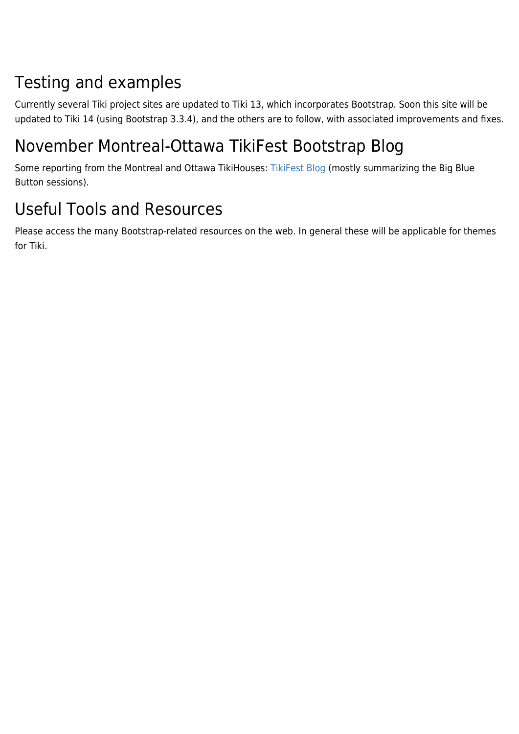## Testing and examples

Currently several Tiki project sites are updated to Tiki 13, which incorporates Bootstrap. Soon this site will be updated to Tiki 14 (using Bootstrap 3.3.4), and the others are to follow, with associated improvements and fixes.

## November Montreal-Ottawa TikiFest Bootstrap Blog

Some reporting from the Montreal and Ottawa TikiHouses: TikiFest Blog (mostly summarizing the Big Blue Button sessions).

## Useful Tools and Resources

Please access the many Bootstrap-related resources on the web. In general these will be applicable for themes for Tiki.